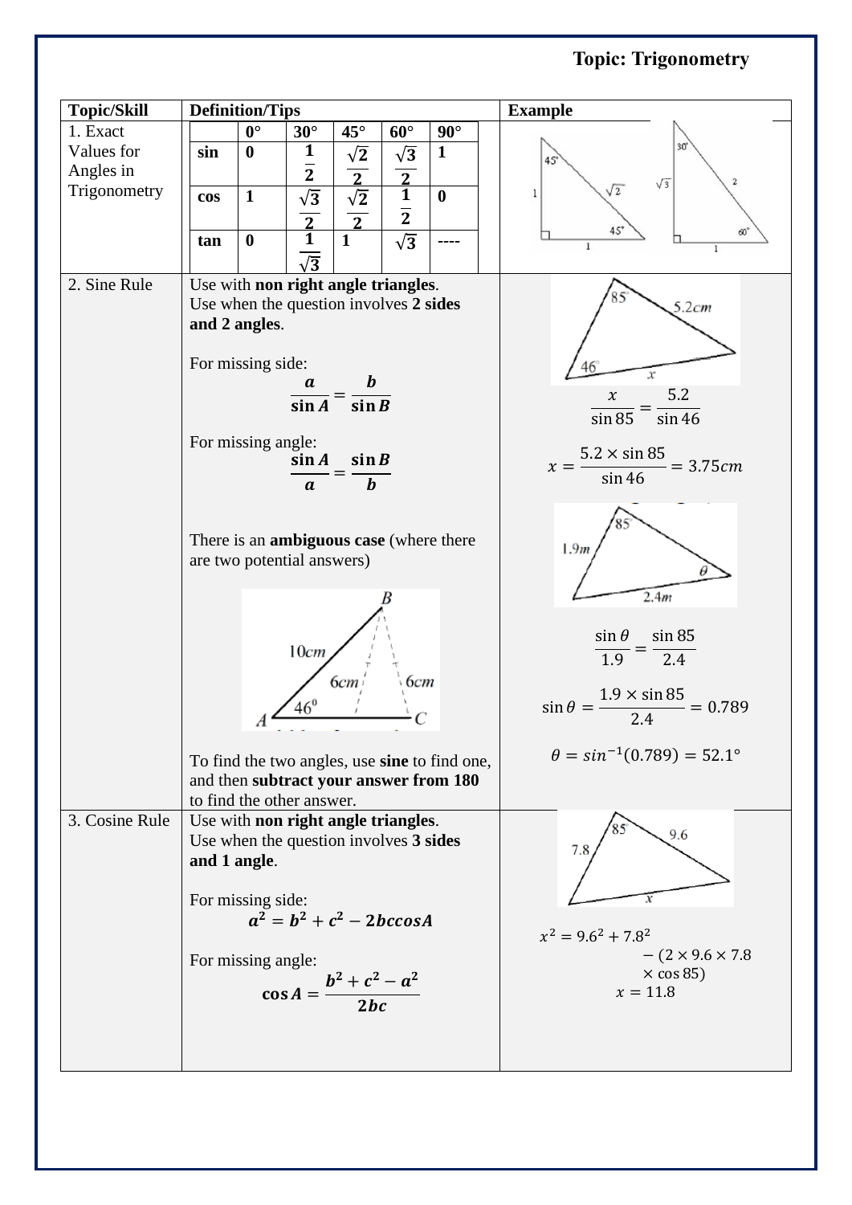**Topic: Trigonometry**

| Topic/Skill | Definition/Tips | Example |
|---|---|---|
| 1. Exact Values for Angles in Trigonometry | | $0°$ | $30°$ | $45°$ | $60°$ | $90°$ |<br>sin: $0$, $\frac{1}{2}$, $\frac{\sqrt{2}}{2}$, $\frac{\sqrt{3}}{2}$, $1$<br>cos: $1$, $\frac{\sqrt{3}}{2}$, $\frac{\sqrt{2}}{2}$, $\frac{1}{2}$, $0$<br>tan: $0$, $\frac{1}{\sqrt{3}}$, $1$, $\sqrt{3}$, ---- | |
| 2. Sine Rule | Use with **non right angle triangles**.<br>Use when the question involves **2 sides and 2 angles**.<br><br>For missing side: $\frac{a}{\sin A} = \frac{b}{\sin B}$<br><br>For missing angle: $\frac{\sin A}{a} = \frac{\sin B}{b}$<br><br>There is an **ambiguous case** (where there are two potential answers)<br><br>To find the two angles, use **sine** to find one, and then **subtract your answer from 180** to find the other answer. | $\frac{x}{\sin 85} = \frac{5.2}{\sin 46}$<br><br>$x = \frac{5.2 \times \sin 85}{\sin 46} = 3.75cm$<br><br>$\frac{\sin \theta}{1.9} = \frac{\sin 85}{2.4}$<br><br>$\sin \theta = \frac{1.9 \times \sin 85}{2.4} = 0.789$<br><br>$\theta = sin^{-1}(0.789) = 52.1°$ |
| 3. Cosine Rule | Use with **non right angle triangles**.<br>Use when the question involves **3 sides and 1 angle**.<br><br>For missing side: $a^2 = b^2 + c^2 - 2bccosA$<br><br>For missing angle: $\cos A = \frac{b^2 + c^2 - a^2}{2bc}$ | $x^2 = 9.6^2 + 7.8^2 - (2 \times 9.6 \times 7.8 \times \cos 85)$<br>$x = 11.8$ |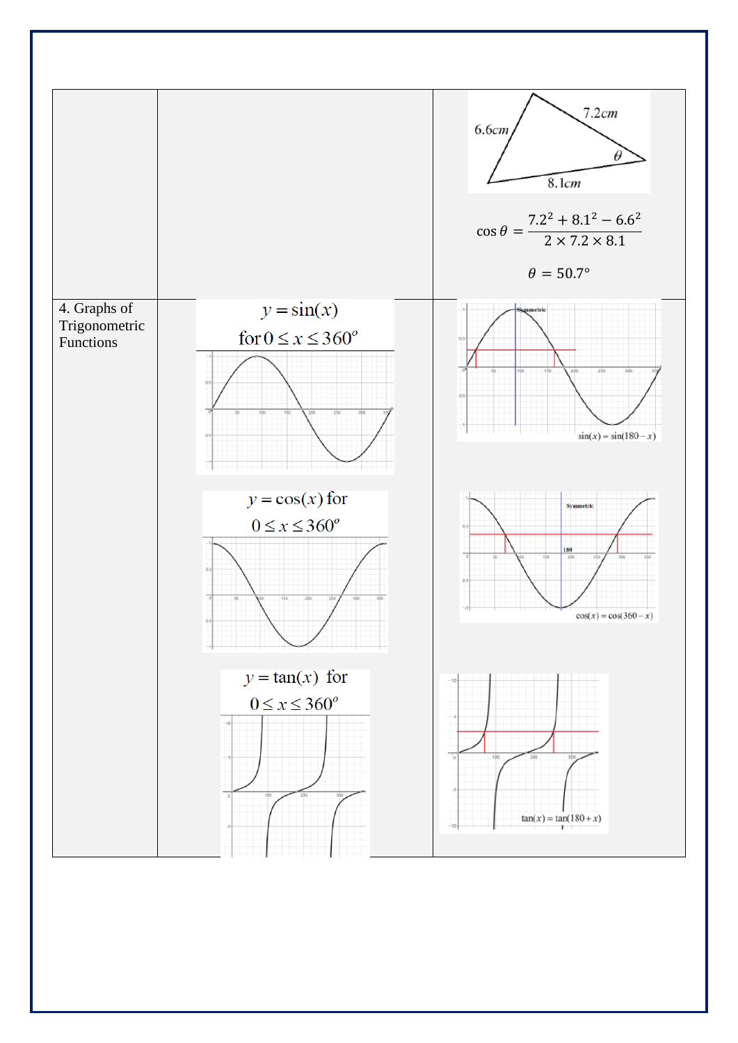| | | |
|---|---|---|
| | | 6.6cm, 7.2cm, 8.1cm, $\theta$ <br> $\cos\theta = \dfrac{7.2^2 + 8.1^2 - 6.6^2}{2 \times 7.2 \times 8.1}$ <br> $\theta = 50.7°$ |
| 4. Graphs of Trigonometric Functions | $y = \sin(x)$ for $0 \le x \le 360^o$ <br><br> $y = \cos(x)$ for $0 \le x \le 360^o$ <br><br> $y = \tan(x)$ for $0 \le x \le 360^o$ | Symmetric <br> $\sin(x) = \sin(180 - x)$ <br><br> Symmetric <br> 180 <br> $\cos(x) = \cos(360 - x)$ <br><br> $\tan(x) = \tan(180 + x)$ |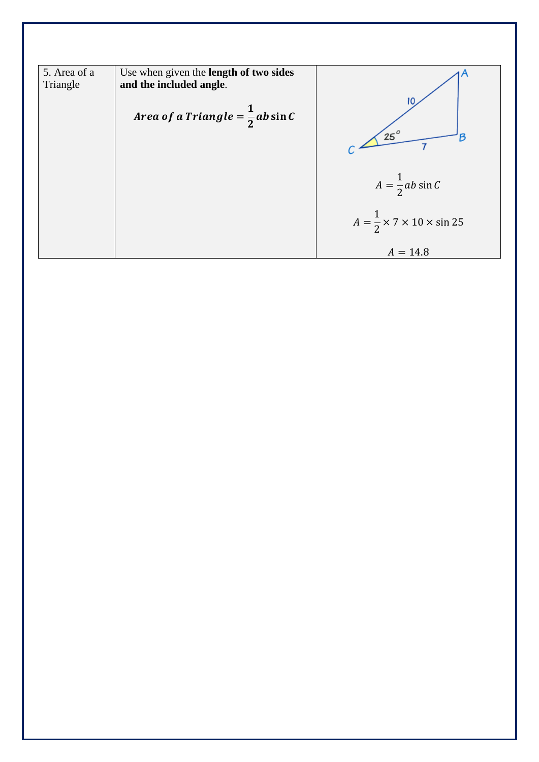| | | |
|---|---|---|
| 5. Area of a Triangle | Use when given the **length of two sides and the included angle**.<br><br>$$\boldsymbol{Area\ of\ a\ Triangle = \frac{1}{2}ab\sin C}$$ | A<br>10<br>25°<br>B<br>C<br>7<br><br>$A = \frac{1}{2}ab\sin C$<br><br>$A = \frac{1}{2} \times 7 \times 10 \times \sin 25$<br><br>$A = 14.8$ |